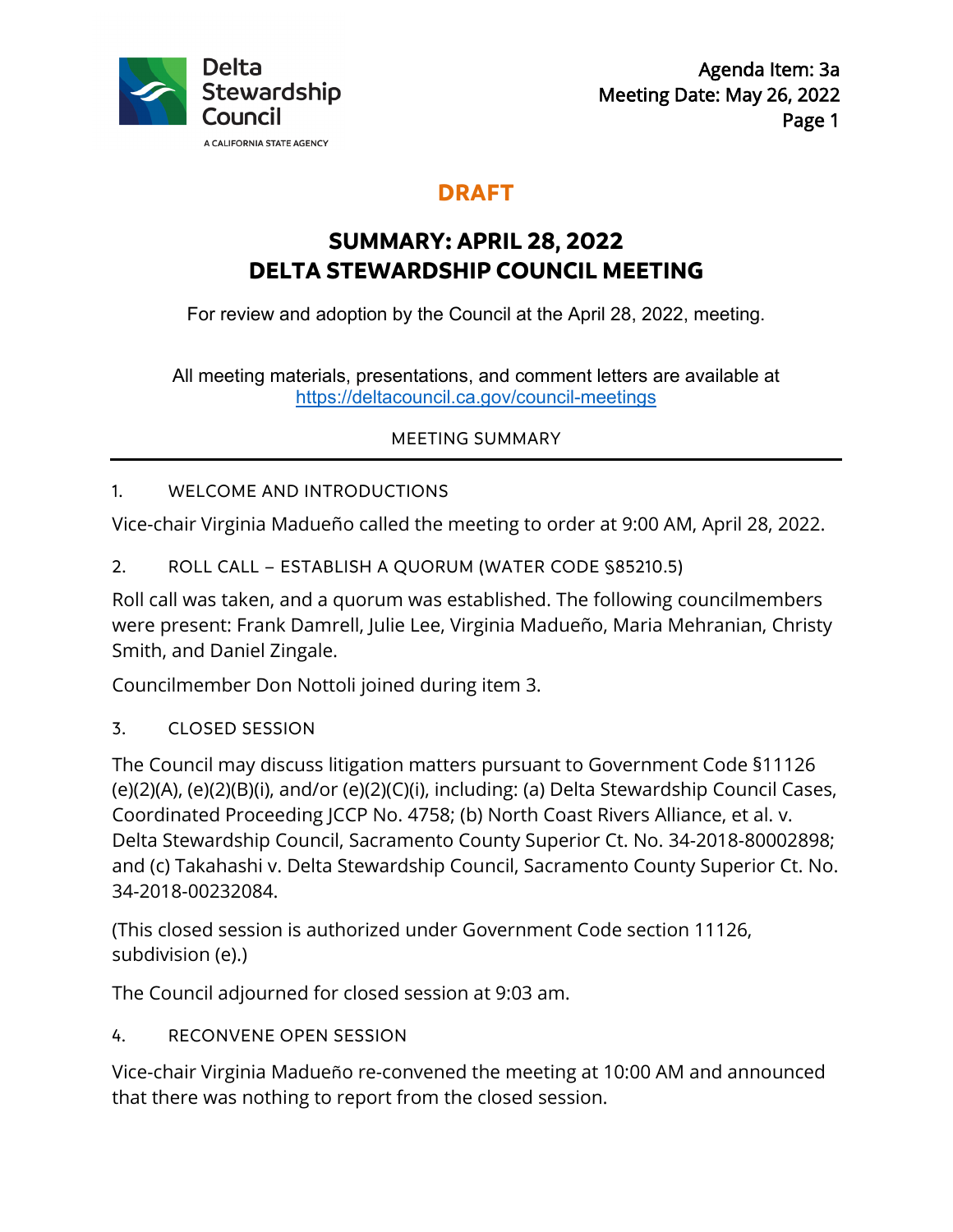Delta Stewardship Council

A CALIFORNIA STATE AGENCY

Agenda Item: 3a
Meeting Date: May 26, 2022

**DRAFT**

# SUMMARY: APRIL 28, 2022 DELTA STEWARDSHIP COUNCIL MEETING

For review and adoption by the Council at the April 28, 2022, meeting.

All meeting materials, presentations, and comment letters are available at https://deltacouncil.ca.gov/council-meetings

MEETING SUMMARY

---

## 1. WELCOME AND INTRODUCTIONS

Vice-chair Virginia Madueño called the meeting to order at 9:00 AM, April 28, 2022.

## 2. ROLL CALL – ESTABLISH A QUORUM (WATER CODE §85210.5)

Roll call was taken, and a quorum was established. The following councilmembers were present: Frank Damrell, Julie Lee, Virginia Madueño, Maria Mehranian, Christy Smith, and Daniel Zingale.

Councilmember Don Nottoli joined during item 3.

## 3. CLOSED SESSION

The Council may discuss litigation matters pursuant to Government Code §11126 (e)(2)(A), (e)(2)(B)(i), and/or (e)(2)(C)(i), including: (a) Delta Stewardship Council Cases, Coordinated Proceeding JCCP No. 4758; (b) North Coast Rivers Alliance, et al. v. Delta Stewardship Council, Sacramento County Superior Ct. No. 34-2018-80002898; and (c) Takahashi v. Delta Stewardship Council, Sacramento County Superior Ct. No. 34-2018-00232084.

(This closed session is authorized under Government Code section 11126, subdivision (e).)

The Council adjourned for closed session at 9:03 am.

## 4. RECONVENE OPEN SESSION

Vice-chair Virginia Madueño re-convened the meeting at 10:00 AM and announced that there was nothing to report from the closed session.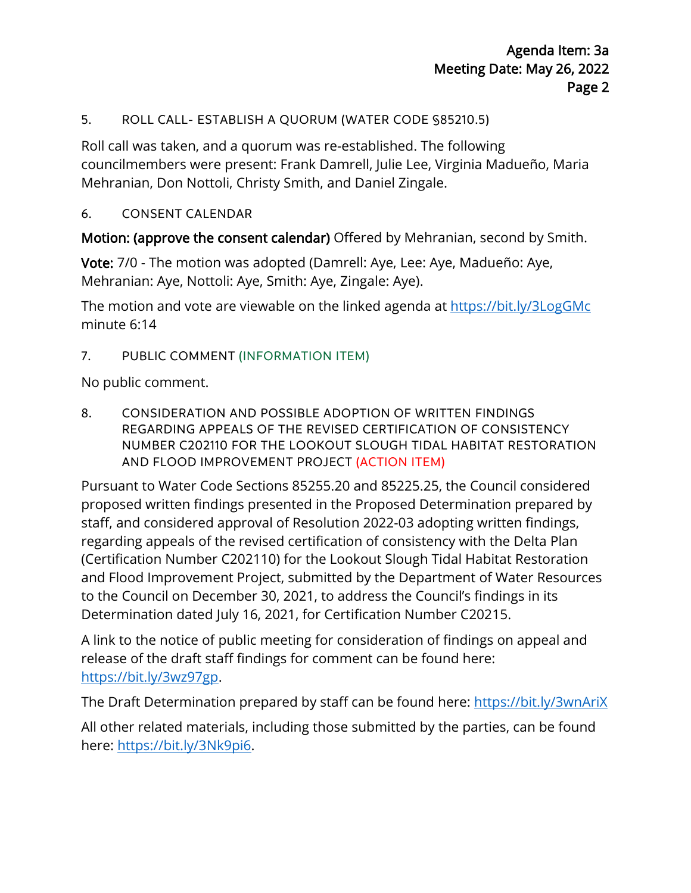5. ROLL CALL- ESTABLISH A QUORUM (WATER CODE §85210.5)

Roll call was taken, and a quorum was re-established. The following councilmembers were present: Frank Damrell, Julie Lee, Virginia Madueño, Maria Mehranian, Don Nottoli, Christy Smith, and Daniel Zingale.

6. CONSENT CALENDAR

**Motion: (approve the consent calendar)** Offered by Mehranian, second by Smith.

**Vote:** 7/0 - The motion was adopted (Damrell: Aye, Lee: Aye, Madueño: Aye, Mehranian: Aye, Nottoli: Aye, Smith: Aye, Zingale: Aye).

The motion and vote are viewable on the linked agenda at https://bit.ly/3LogGMc minute 6:14

7. PUBLIC COMMENT (INFORMATION ITEM)

No public comment.

8. CONSIDERATION AND POSSIBLE ADOPTION OF WRITTEN FINDINGS REGARDING APPEALS OF THE REVISED CERTIFICATION OF CONSISTENCY NUMBER C202110 FOR THE LOOKOUT SLOUGH TIDAL HABITAT RESTORATION AND FLOOD IMPROVEMENT PROJECT (ACTION ITEM)

Pursuant to Water Code Sections 85255.20 and 85225.25, the Council considered proposed written findings presented in the Proposed Determination prepared by staff, and considered approval of Resolution 2022-03 adopting written findings, regarding appeals of the revised certification of consistency with the Delta Plan (Certification Number C202110) for the Lookout Slough Tidal Habitat Restoration and Flood Improvement Project, submitted by the Department of Water Resources to the Council on December 30, 2021, to address the Council's findings in its Determination dated July 16, 2021, for Certification Number C20215.

A link to the notice of public meeting for consideration of findings on appeal and release of the draft staff findings for comment can be found here: https://bit.ly/3wz97gp.

The Draft Determination prepared by staff can be found here: https://bit.ly/3wnAriX

All other related materials, including those submitted by the parties, can be found here: https://bit.ly/3Nk9pi6.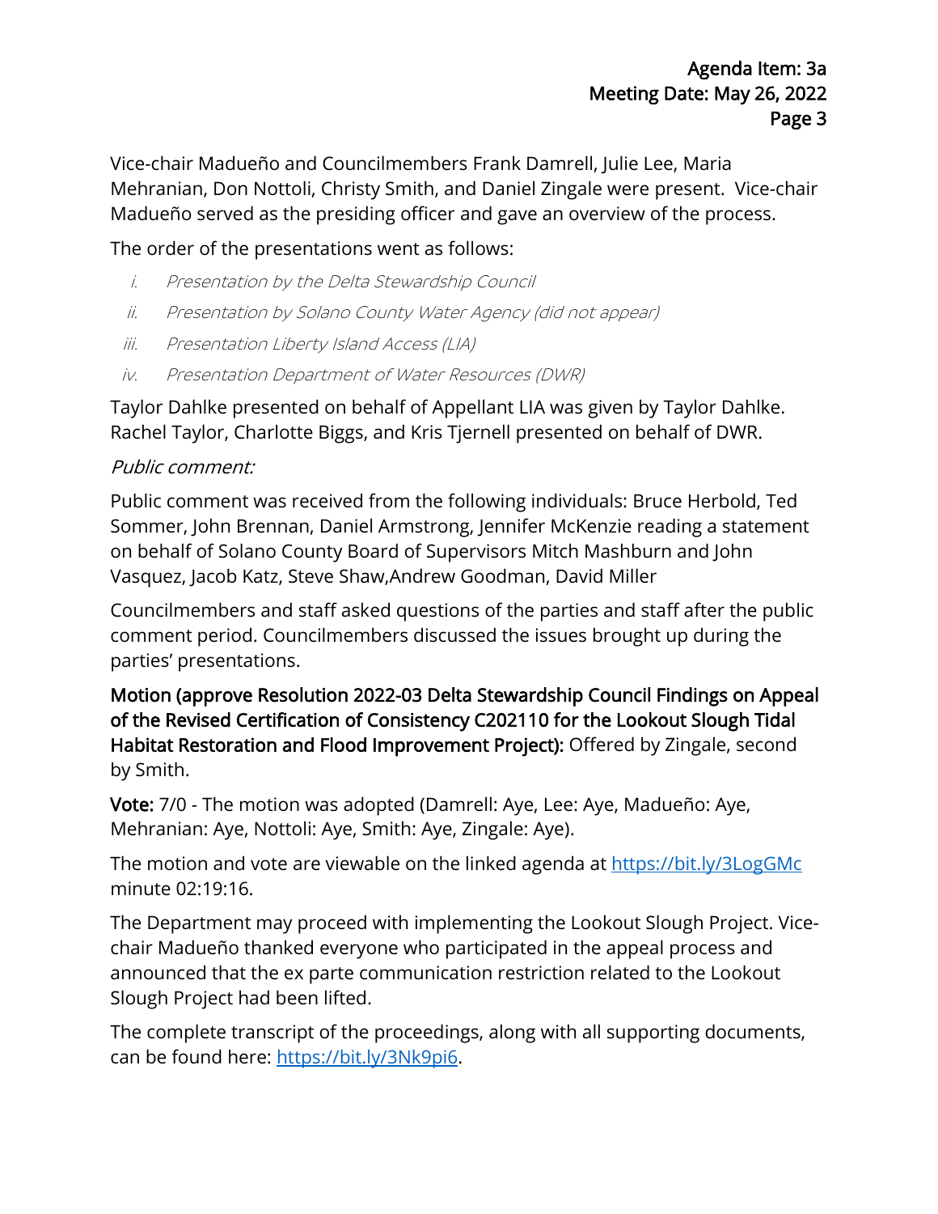Vice-chair Madueño and Councilmembers Frank Damrell, Julie Lee, Maria Mehranian, Don Nottoli, Christy Smith, and Daniel Zingale were present. Vice-chair Madueño served as the presiding officer and gave an overview of the process.

The order of the presentations went as follows:

- i. *Presentation by the Delta Stewardship Council*
- ii. *Presentation by Solano County Water Agency (did not appear)*
- iii. *Presentation Liberty Island Access (LIA)*
- iv. *Presentation Department of Water Resources (DWR)*

Taylor Dahlke presented on behalf of Appellant LIA was given by Taylor Dahlke. Rachel Taylor, Charlotte Biggs, and Kris Tjernell presented on behalf of DWR.

*Public comment:*

Public comment was received from the following individuals: Bruce Herbold, Ted Sommer, John Brennan, Daniel Armstrong, Jennifer McKenzie reading a statement on behalf of Solano County Board of Supervisors Mitch Mashburn and John Vasquez, Jacob Katz, Steve Shaw,Andrew Goodman, David Miller

Councilmembers and staff asked questions of the parties and staff after the public comment period. Councilmembers discussed the issues brought up during the parties' presentations.

**Motion (approve Resolution 2022-03 Delta Stewardship Council Findings on Appeal of the Revised Certification of Consistency C202110 for the Lookout Slough Tidal Habitat Restoration and Flood Improvement Project):** Offered by Zingale, second by Smith.

**Vote:** 7/0 - The motion was adopted (Damrell: Aye, Lee: Aye, Madueño: Aye, Mehranian: Aye, Nottoli: Aye, Smith: Aye, Zingale: Aye).

The motion and vote are viewable on the linked agenda at https://bit.ly/3LogGMc minute 02:19:16.

The Department may proceed with implementing the Lookout Slough Project. Vice-chair Madueño thanked everyone who participated in the appeal process and announced that the ex parte communication restriction related to the Lookout Slough Project had been lifted.

The complete transcript of the proceedings, along with all supporting documents, can be found here: https://bit.ly/3Nk9pi6.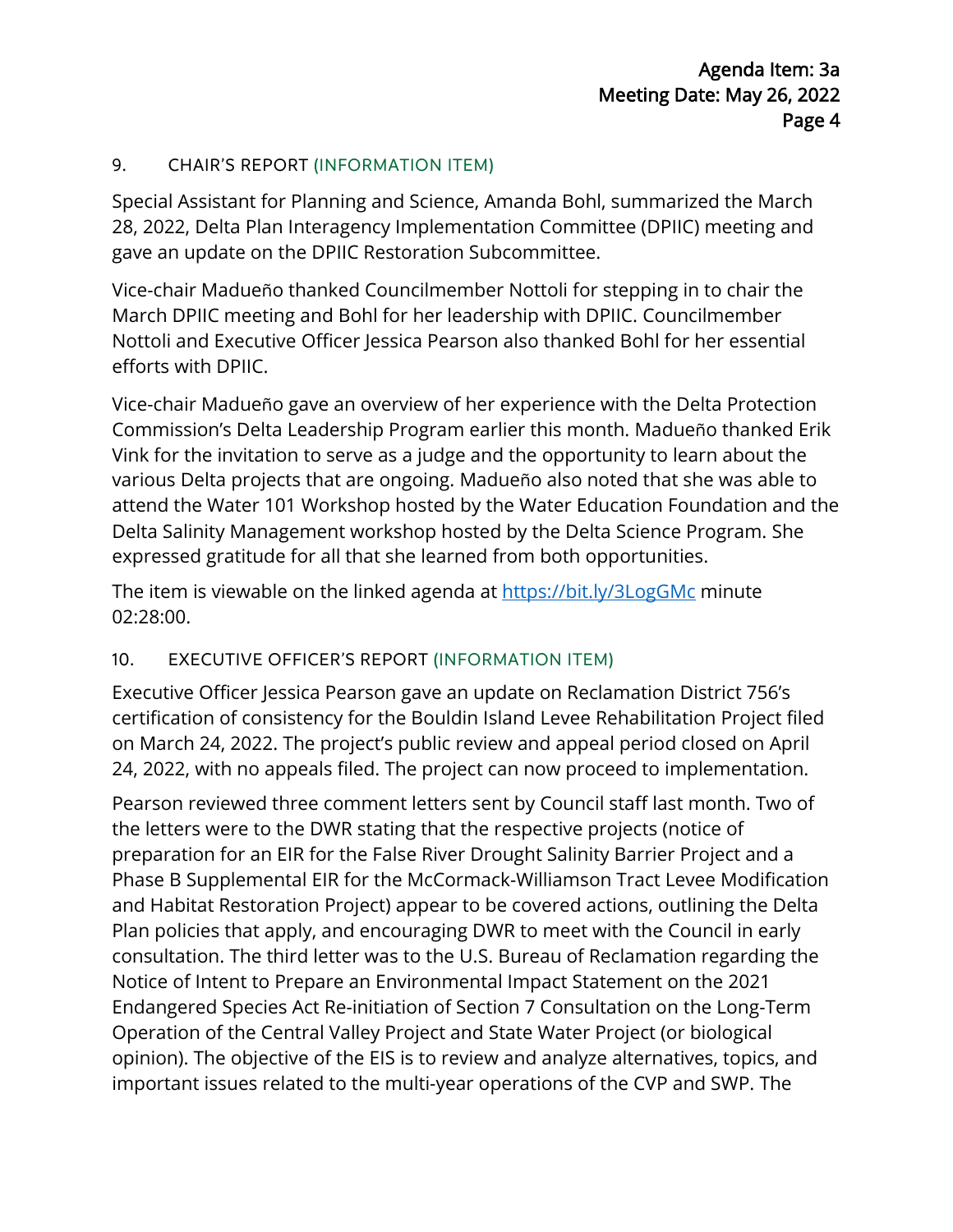## 9. CHAIR'S REPORT (INFORMATION ITEM)

Special Assistant for Planning and Science, Amanda Bohl, summarized the March 28, 2022, Delta Plan Interagency Implementation Committee (DPIIC) meeting and gave an update on the DPIIC Restoration Subcommittee.

Vice-chair Madueño thanked Councilmember Nottoli for stepping in to chair the March DPIIC meeting and Bohl for her leadership with DPIIC. Councilmember Nottoli and Executive Officer Jessica Pearson also thanked Bohl for her essential efforts with DPIIC.

Vice-chair Madueño gave an overview of her experience with the Delta Protection Commission's Delta Leadership Program earlier this month. Madueño thanked Erik Vink for the invitation to serve as a judge and the opportunity to learn about the various Delta projects that are ongoing. Madueño also noted that she was able to attend the Water 101 Workshop hosted by the Water Education Foundation and the Delta Salinity Management workshop hosted by the Delta Science Program. She expressed gratitude for all that she learned from both opportunities.

The item is viewable on the linked agenda at [https://bit.ly/3LogGMc](https://bit.ly/3LogGMc) minute 02:28:00.

## 10. EXECUTIVE OFFICER'S REPORT (INFORMATION ITEM)

Executive Officer Jessica Pearson gave an update on Reclamation District 756's certification of consistency for the Bouldin Island Levee Rehabilitation Project filed on March 24, 2022. The project's public review and appeal period closed on April 24, 2022, with no appeals filed. The project can now proceed to implementation.

Pearson reviewed three comment letters sent by Council staff last month. Two of the letters were to the DWR stating that the respective projects (notice of preparation for an EIR for the False River Drought Salinity Barrier Project and a Phase B Supplemental EIR for the McCormack-Williamson Tract Levee Modification and Habitat Restoration Project) appear to be covered actions, outlining the Delta Plan policies that apply, and encouraging DWR to meet with the Council in early consultation. The third letter was to the U.S. Bureau of Reclamation regarding the Notice of Intent to Prepare an Environmental Impact Statement on the 2021 Endangered Species Act Re-initiation of Section 7 Consultation on the Long-Term Operation of the Central Valley Project and State Water Project (or biological opinion). The objective of the EIS is to review and analyze alternatives, topics, and important issues related to the multi-year operations of the CVP and SWP. The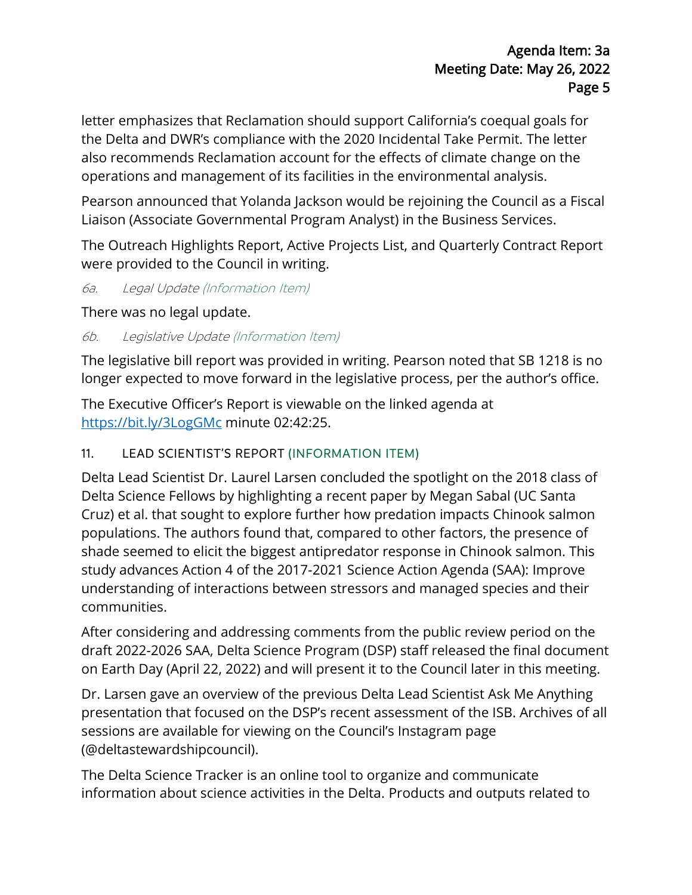letter emphasizes that Reclamation should support California's coequal goals for the Delta and DWR's compliance with the 2020 Incidental Take Permit. The letter also recommends Reclamation account for the effects of climate change on the operations and management of its facilities in the environmental analysis.

Pearson announced that Yolanda Jackson would be rejoining the Council as a Fiscal Liaison (Associate Governmental Program Analyst) in the Business Services.

The Outreach Highlights Report, Active Projects List, and Quarterly Contract Report were provided to the Council in writing.

*6a. Legal Update (Information Item)*

There was no legal update.

*6b. Legislative Update (Information Item)*

The legislative bill report was provided in writing. Pearson noted that SB 1218 is no longer expected to move forward in the legislative process, per the author's office.

The Executive Officer's Report is viewable on the linked agenda at https://bit.ly/3LogGMc minute 02:42:25.

## 11. LEAD SCIENTIST'S REPORT (INFORMATION ITEM)

Delta Lead Scientist Dr. Laurel Larsen concluded the spotlight on the 2018 class of Delta Science Fellows by highlighting a recent paper by Megan Sabal (UC Santa Cruz) et al. that sought to explore further how predation impacts Chinook salmon populations. The authors found that, compared to other factors, the presence of shade seemed to elicit the biggest antipredator response in Chinook salmon. This study advances Action 4 of the 2017-2021 Science Action Agenda (SAA): Improve understanding of interactions between stressors and managed species and their communities.

After considering and addressing comments from the public review period on the draft 2022-2026 SAA, Delta Science Program (DSP) staff released the final document on Earth Day (April 22, 2022) and will present it to the Council later in this meeting.

Dr. Larsen gave an overview of the previous Delta Lead Scientist Ask Me Anything presentation that focused on the DSP's recent assessment of the ISB. Archives of all sessions are available for viewing on the Council's Instagram page (@deltastewardshipcouncil).

The Delta Science Tracker is an online tool to organize and communicate information about science activities in the Delta. Products and outputs related to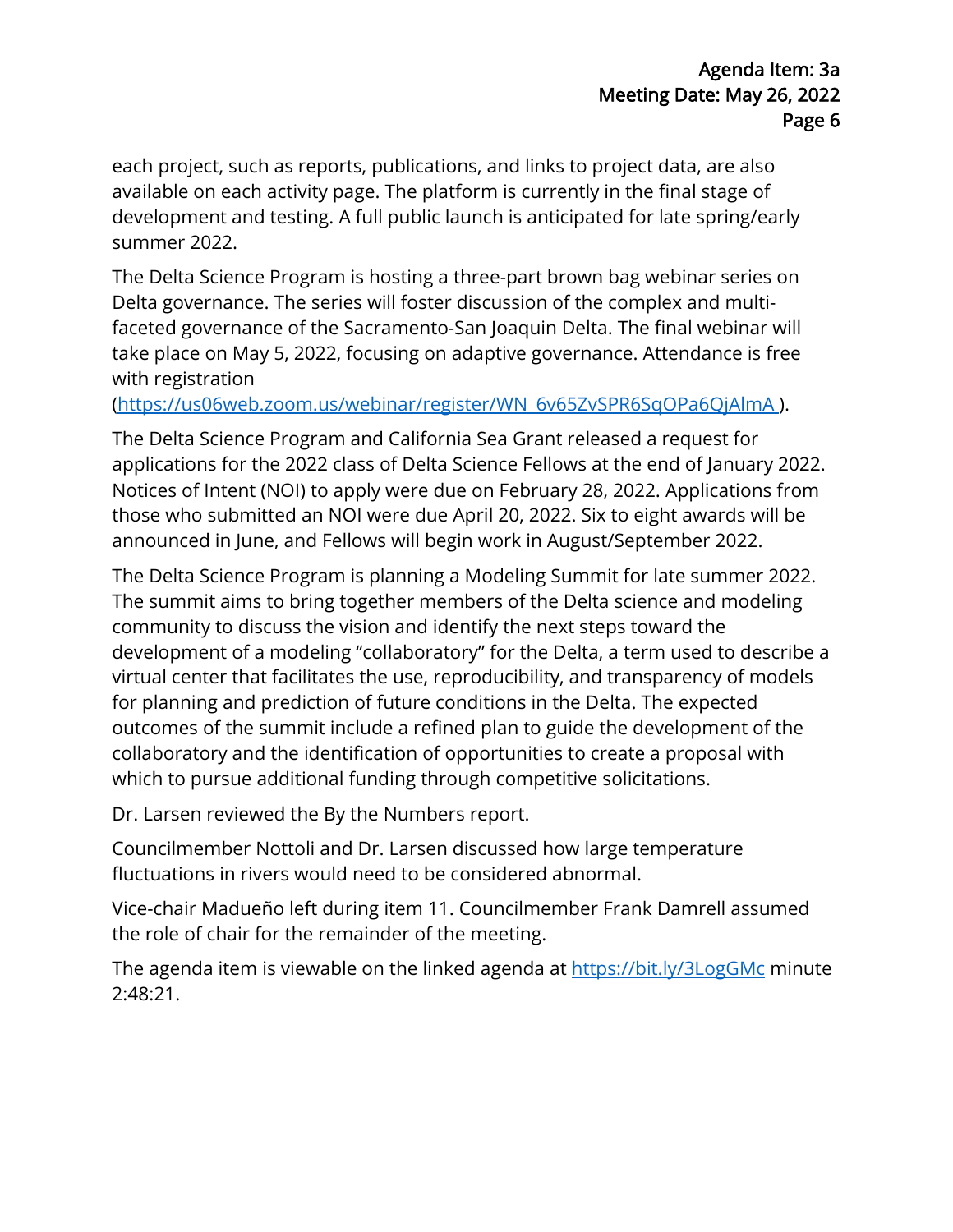each project, such as reports, publications, and links to project data, are also available on each activity page. The platform is currently in the final stage of development and testing. A full public launch is anticipated for late spring/early summer 2022.

The Delta Science Program is hosting a three-part brown bag webinar series on Delta governance. The series will foster discussion of the complex and multi-faceted governance of the Sacramento-San Joaquin Delta. The final webinar will take place on May 5, 2022, focusing on adaptive governance. Attendance is free with registration (https://us06web.zoom.us/webinar/register/WN_6v65ZvSPR6SqOPa6QjAlmA ).

The Delta Science Program and California Sea Grant released a request for applications for the 2022 class of Delta Science Fellows at the end of January 2022. Notices of Intent (NOI) to apply were due on February 28, 2022. Applications from those who submitted an NOI were due April 20, 2022. Six to eight awards will be announced in June, and Fellows will begin work in August/September 2022.

The Delta Science Program is planning a Modeling Summit for late summer 2022. The summit aims to bring together members of the Delta science and modeling community to discuss the vision and identify the next steps toward the development of a modeling "collaboratory" for the Delta, a term used to describe a virtual center that facilitates the use, reproducibility, and transparency of models for planning and prediction of future conditions in the Delta. The expected outcomes of the summit include a refined plan to guide the development of the collaboratory and the identification of opportunities to create a proposal with which to pursue additional funding through competitive solicitations.

Dr. Larsen reviewed the By the Numbers report.

Councilmember Nottoli and Dr. Larsen discussed how large temperature fluctuations in rivers would need to be considered abnormal.

Vice-chair Madueño left during item 11. Councilmember Frank Damrell assumed the role of chair for the remainder of the meeting.

The agenda item is viewable on the linked agenda at https://bit.ly/3LogGMc minute 2:48:21.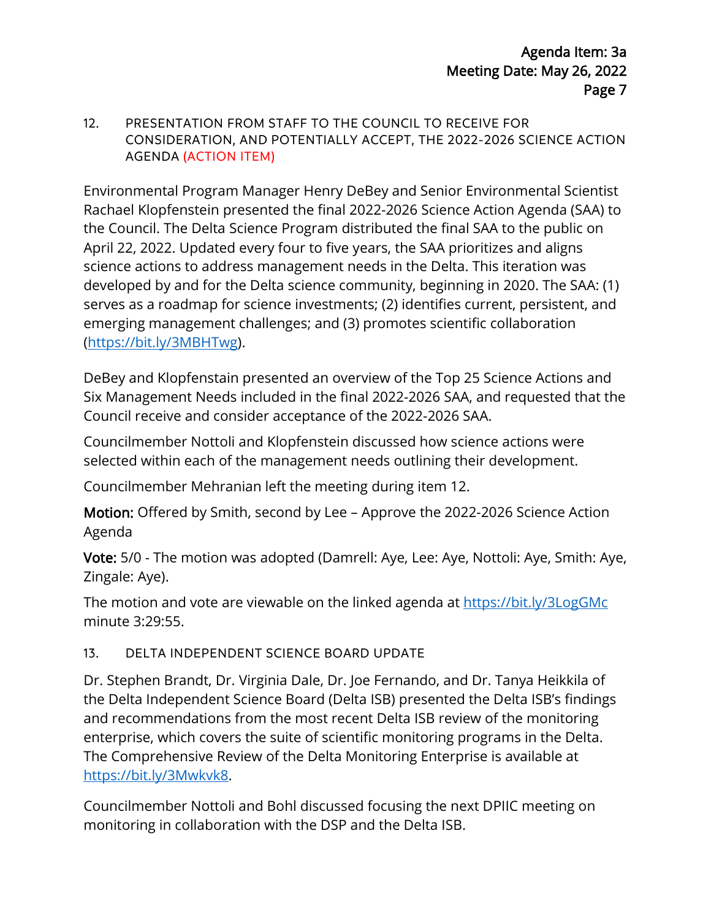12. PRESENTATION FROM STAFF TO THE COUNCIL TO RECEIVE FOR CONSIDERATION, AND POTENTIALLY ACCEPT, THE 2022-2026 SCIENCE ACTION AGENDA (ACTION ITEM)

Environmental Program Manager Henry DeBey and Senior Environmental Scientist Rachael Klopfenstein presented the final 2022-2026 Science Action Agenda (SAA) to the Council. The Delta Science Program distributed the final SAA to the public on April 22, 2022. Updated every four to five years, the SAA prioritizes and aligns science actions to address management needs in the Delta. This iteration was developed by and for the Delta science community, beginning in 2020. The SAA: (1) serves as a roadmap for science investments; (2) identifies current, persistent, and emerging management challenges; and (3) promotes scientific collaboration (https://bit.ly/3MBHTwg).

DeBey and Klopfenstain presented an overview of the Top 25 Science Actions and Six Management Needs included in the final 2022-2026 SAA, and requested that the Council receive and consider acceptance of the 2022-2026 SAA.

Councilmember Nottoli and Klopfenstein discussed how science actions were selected within each of the management needs outlining their development.

Councilmember Mehranian left the meeting during item 12.

**Motion:** Offered by Smith, second by Lee – Approve the 2022-2026 Science Action Agenda

**Vote:** 5/0 - The motion was adopted (Damrell: Aye, Lee: Aye, Nottoli: Aye, Smith: Aye, Zingale: Aye).

The motion and vote are viewable on the linked agenda at https://bit.ly/3LogGMc minute 3:29:55.

13. DELTA INDEPENDENT SCIENCE BOARD UPDATE

Dr. Stephen Brandt, Dr. Virginia Dale, Dr. Joe Fernando, and Dr. Tanya Heikkila of the Delta Independent Science Board (Delta ISB) presented the Delta ISB's findings and recommendations from the most recent Delta ISB review of the monitoring enterprise, which covers the suite of scientific monitoring programs in the Delta. The Comprehensive Review of the Delta Monitoring Enterprise is available at https://bit.ly/3Mwkvk8.

Councilmember Nottoli and Bohl discussed focusing the next DPIIC meeting on monitoring in collaboration with the DSP and the Delta ISB.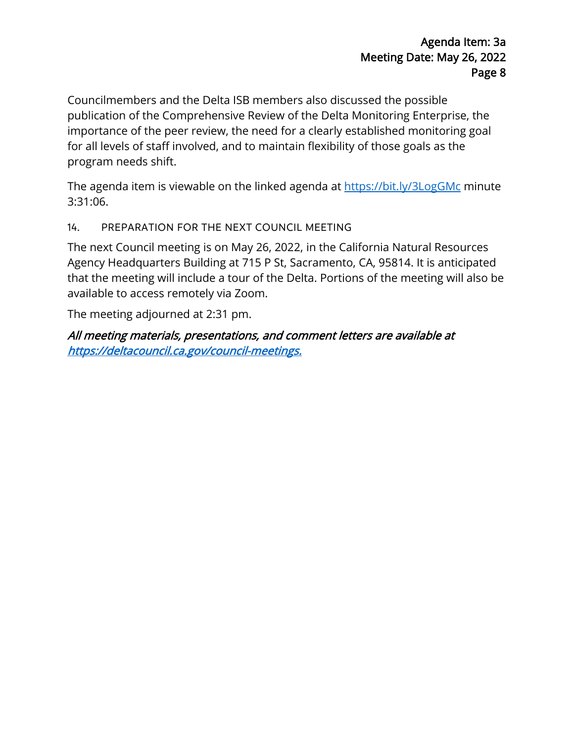Councilmembers and the Delta ISB members also discussed the possible publication of the Comprehensive Review of the Delta Monitoring Enterprise, the importance of the peer review, the need for a clearly established monitoring goal for all levels of staff involved, and to maintain flexibility of those goals as the program needs shift.

The agenda item is viewable on the linked agenda at https://bit.ly/3LogGMc minute 3:31:06.

### 14. PREPARATION FOR THE NEXT COUNCIL MEETING

The next Council meeting is on May 26, 2022, in the California Natural Resources Agency Headquarters Building at 715 P St, Sacramento, CA, 95814. It is anticipated that the meeting will include a tour of the Delta. Portions of the meeting will also be available to access remotely via Zoom.

The meeting adjourned at 2:31 pm.

***All meeting materials, presentations, and comment letters are available at https://deltacouncil.ca.gov/council-meetings.***